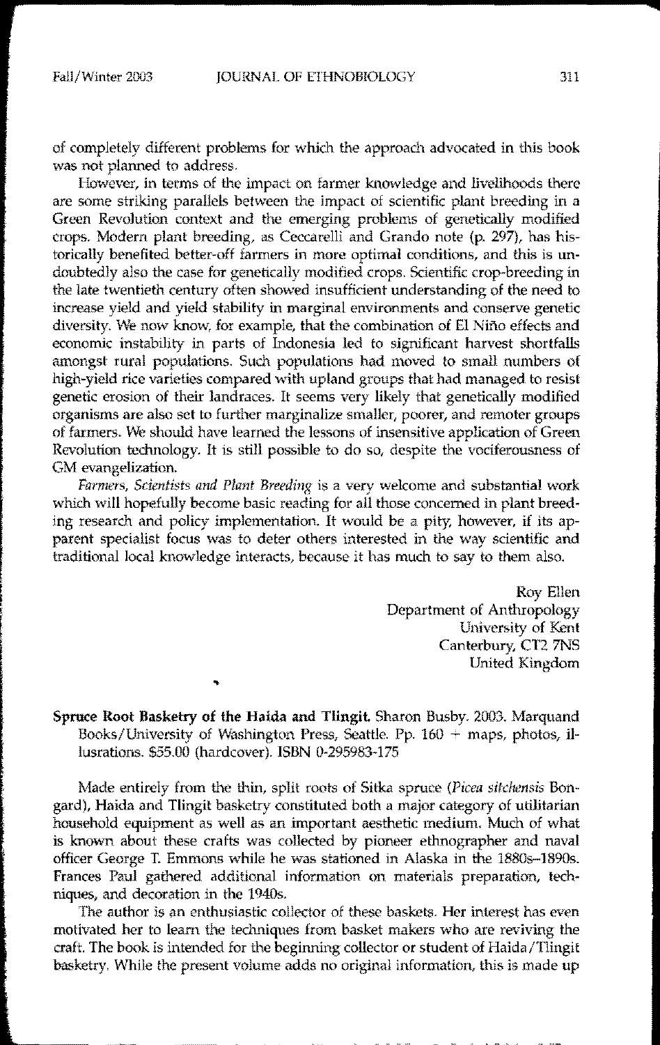of completely different problems for which the approach advocated in this book was not planned to address.

However, in terms of the impact on farmer knowledge and livelihoods there are some striking parallels between the impact of scientific plant breeding in a Green Revolution context and the emerging problems of genetically modified crops. Modern plant breeding, as Ceccarelli and Grando note (p. 297), has historically benefited better-off farmers in more optimal conditions, and this is undoubtedly also the case for genetically modified crops. Scientific crop-breeding in the late twentieth century often showed insufficient understanding of the need to increase yield and yield stability in marginal environments and conserve genetic diversity. We now know, for example, that the combination of El Niño effects and economic instability in parts of Indonesia led to significant harvest shortfalls amongst rural populations. Such populations had moved to small numbers of high-yield rice varieties compared with upland groups that had managed to resist genetic erosion of their landraces. It seems very likely that genetically modified organisms are also set to further marginalize smaller, poorer, and remoter groups of farmers. We should have learned the lessons of insensitive application of Green Revolution technology. It is still possible to do so, despite the vociferousness of GM evangelization.

*Farmers, Scientists and Plant Breeding* is a very welcome and substantial work which will hopefully become basic reading for all those concerned in plant breeding research and policy implementation. It would be a pity, however, if its apparent specialist focus was to deter others interested in the way scientific and traditional local knowledge interacts, because it has much to say to them also.

Roy Ellen
Department of Anthropology
University of Kent
Canterbury, CT2 7NS
United Kingdom

**Spruce Root Basketry of the Haida and Tlingit.** Sharon Busby. 2003. Marquand Books/University of Washington Press, Seattle. Pp. 160 + maps, photos, ilusrations. $55.00 (hardcover). ISBN 0-295983-175

Made entirely from the thin, split roots of Sitka spruce (*Picea sitchensis* Bongard), Haida and Tlingit basketry constituted both a major category of utilitarian household equipment as well as an important aesthetic medium. Much of what is known about these crafts was collected by pioneer ethnographer and naval officer George T. Emmons while he was stationed in Alaska in the 1880s–1890s. Frances Paul gathered additional information on materials preparation, techniques, and decoration in the 1940s.

The author is an enthusiastic collector of these baskets. Her interest has even motivated her to learn the techniques from basket makers who are reviving the craft. The book is intended for the beginning collector or student of Haida/Tlingit basketry. While the present volume adds no original information, this is made up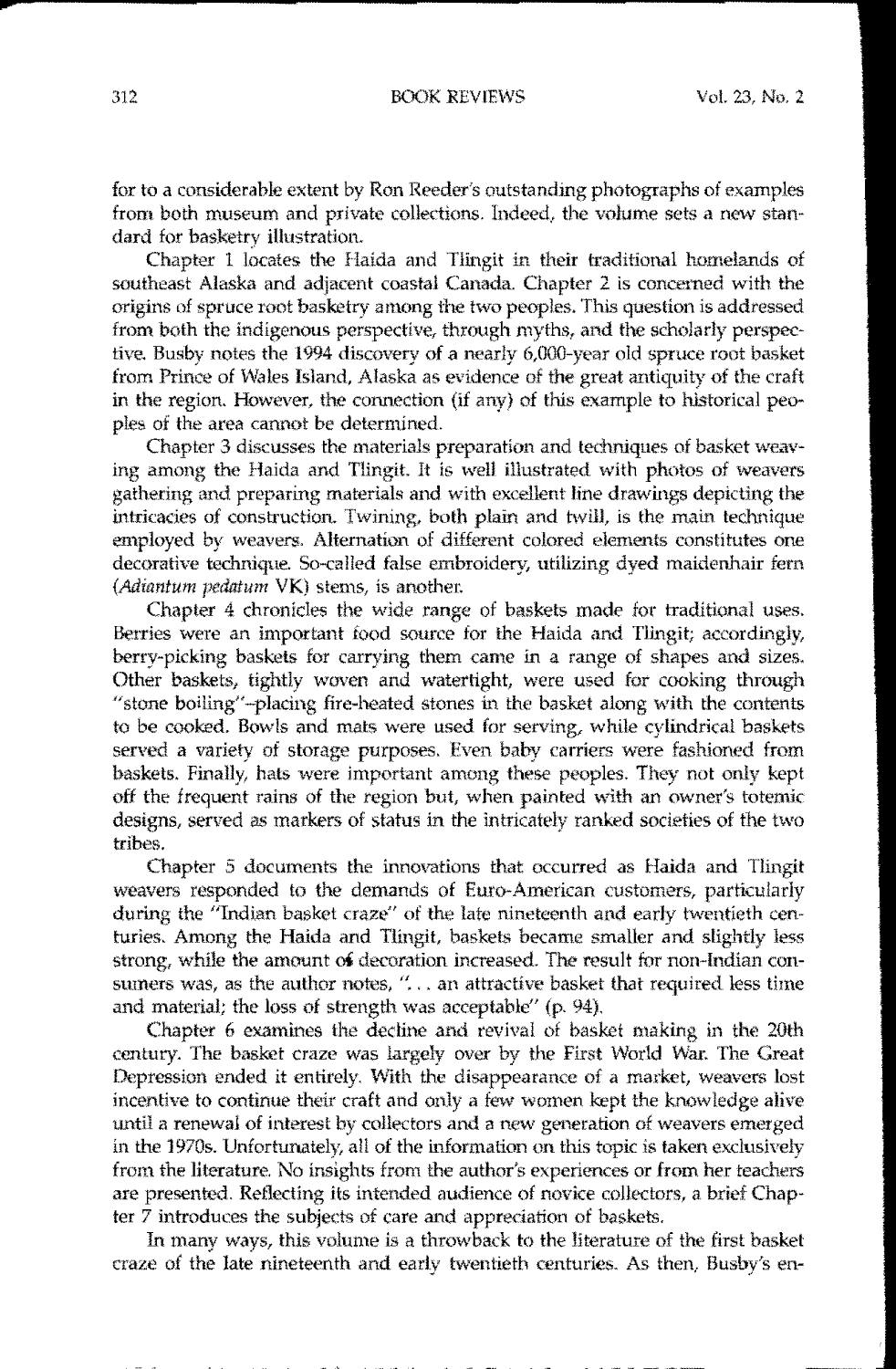for to a considerable extent by Ron Reeder's outstanding photographs of examples from both museum and private collections. Indeed, the volume sets a new standard for basketry illustration.

Chapter 1 locates the Haida and Tlingit in their traditional homelands of southeast Alaska and adjacent coastal Canada. Chapter 2 is concerned with the origins of spruce root basketry among the two peoples. This question is addressed from both the indigenous perspective, through myths, and the scholarly perspective. Busby notes the 1994 discovery of a nearly 6,000-year old spruce root basket from Prince of Wales Island, Alaska as evidence of the great antiquity of the craft in the region. However, the connection (if any) of this example to historical peoples of the area cannot be determined.

Chapter 3 discusses the materials preparation and techniques of basket weaving among the Haida and Tlingit. It is well illustrated with photos of weavers gathering and preparing materials and with excellent line drawings depicting the intricacies of construction. Twining, both plain and twill, is the main technique employed by weavers. Alternation of different colored elements constitutes one decorative technique. So-called false embroidery, utilizing dyed maidenhair fern (*Adiantum pedatum* VK) stems, is another.

Chapter 4 chronicles the wide range of baskets made for traditional uses. Berries were an important food source for the Haida and Tlingit; accordingly, berry-picking baskets for carrying them came in a range of shapes and sizes. Other baskets, tightly woven and watertight, were used for cooking through "stone boiling"–placing fire-heated stones in the basket along with the contents to be cooked. Bowls and mats were used for serving, while cylindrical baskets served a variety of storage purposes. Even baby carriers were fashioned from baskets. Finally, hats were important among these peoples. They not only kept off the frequent rains of the region but, when painted with an owner's totemic designs, served as markers of status in the intricately ranked societies of the two tribes.

Chapter 5 documents the innovations that occurred as Haida and Tlingit weavers responded to the demands of Euro-American customers, particularly during the "Indian basket craze" of the late nineteenth and early twentieth centuries. Among the Haida and Tlingit, baskets became smaller and slightly less strong, while the amount of decoration increased. The result for non-Indian consumers was, as the author notes, ". . . an attractive basket that required less time and material; the loss of strength was acceptable" (p. 94).

Chapter 6 examines the decline and revival of basket making in the 20th century. The basket craze was largely over by the First World War. The Great Depression ended it entirely. With the disappearance of a market, weavers lost incentive to continue their craft and only a few women kept the knowledge alive until a renewal of interest by collectors and a new generation of weavers emerged in the 1970s. Unfortunately, all of the information on this topic is taken exclusively from the literature. No insights from the author's experiences or from her teachers are presented. Reflecting its intended audience of novice collectors, a brief Chapter 7 introduces the subjects of care and appreciation of baskets.

In many ways, this volume is a throwback to the literature of the first basket craze of the late nineteenth and early twentieth centuries. As then, Busby's en-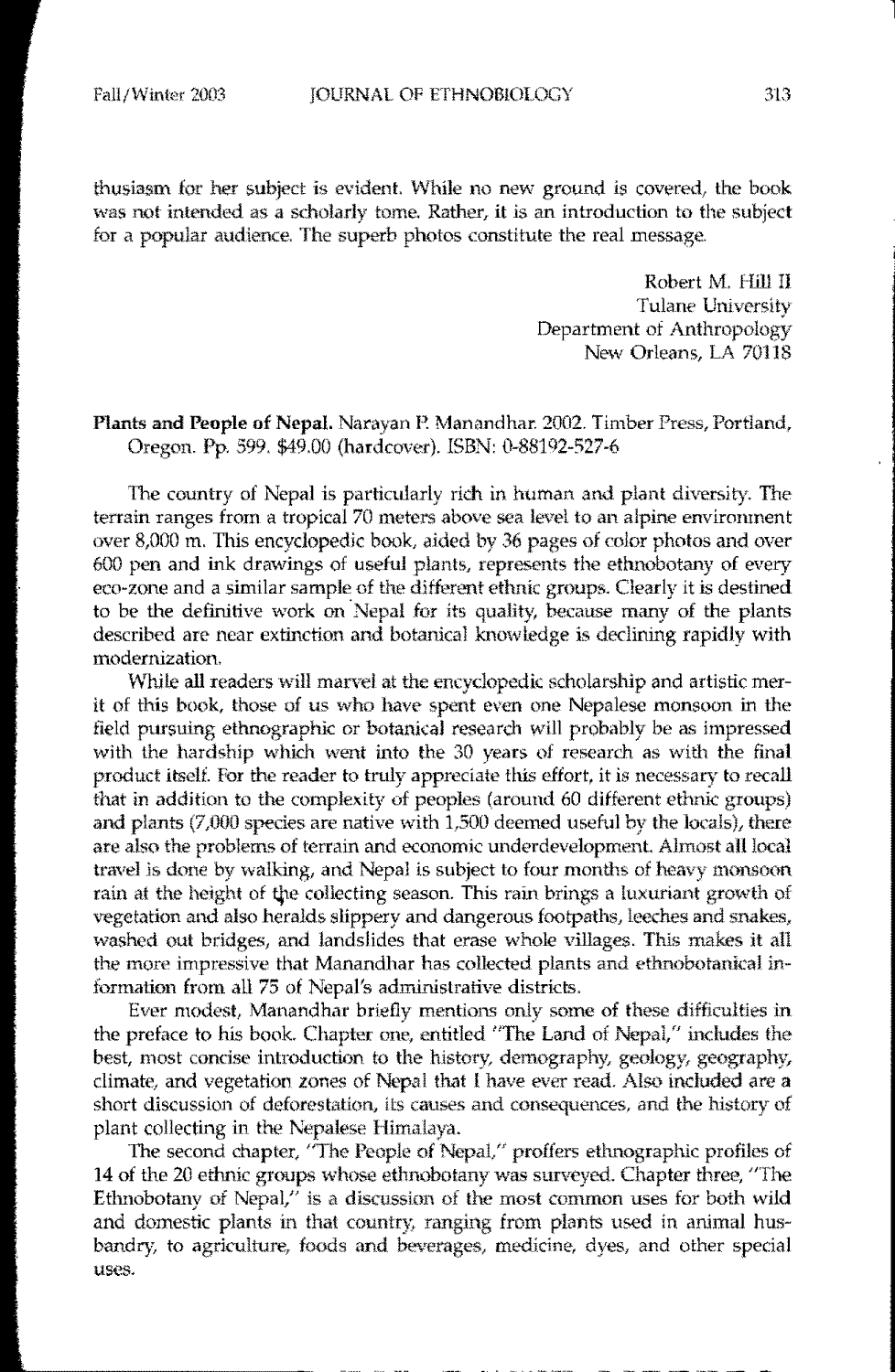thusiasm for her subject is evident. While no new ground is covered, the book was not intended as a scholarly tome. Rather, it is an introduction to the subject for a popular audience. The superb photos constitute the real message.

Robert M. Hill II
Tulane University
Department of Anthropology
New Orleans, LA 70118

**Plants and People of Nepal.** Narayan P. Manandhar. 2002. Timber Press, Portland, Oregon. Pp. 599. $49.00 (hardcover). ISBN: 0-88192-527-6

The country of Nepal is particularly rich in human and plant diversity. The terrain ranges from a tropical 70 meters above sea level to an alpine environment over 8,000 m. This encyclopedic book, aided by 36 pages of color photos and over 600 pen and ink drawings of useful plants, represents the ethnobotany of every eco-zone and a similar sample of the different ethnic groups. Clearly it is destined to be the definitive work on Nepal for its quality, because many of the plants described are near extinction and botanical knowledge is declining rapidly with modernization.

While all readers will marvel at the encyclopedic scholarship and artistic merit of this book, those of us who have spent even one Nepalese monsoon in the field pursuing ethnographic or botanical research will probably be as impressed with the hardship which went into the 30 years of research as with the final product itself. For the reader to truly appreciate this effort, it is necessary to recall that in addition to the complexity of peoples (around 60 different ethnic groups) and plants (7,000 species are native with 1,500 deemed useful by the locals), there are also the problems of terrain and economic underdevelopment. Almost all local travel is done by walking, and Nepal is subject to four months of heavy monsoon rain at the height of the collecting season. This rain brings a luxuriant growth of vegetation and also heralds slippery and dangerous footpaths, leeches and snakes, washed out bridges, and landslides that erase whole villages. This makes it all the more impressive that Manandhar has collected plants and ethnobotanical information from all 75 of Nepal's administrative districts.

Ever modest, Manandhar briefly mentions only some of these difficulties in the preface to his book. Chapter one, entitled "The Land of Nepal," includes the best, most concise introduction to the history, demography, geology, geography, climate, and vegetation zones of Nepal that I have ever read. Also included are a short discussion of deforestation, its causes and consequences, and the history of plant collecting in the Nepalese Himalaya.

The second chapter, "The People of Nepal," proffers ethnographic profiles of 14 of the 20 ethnic groups whose ethnobotany was surveyed. Chapter three, "The Ethnobotany of Nepal," is a discussion of the most common uses for both wild and domestic plants in that country, ranging from plants used in animal husbandry, to agriculture, foods and beverages, medicine, dyes, and other special uses.